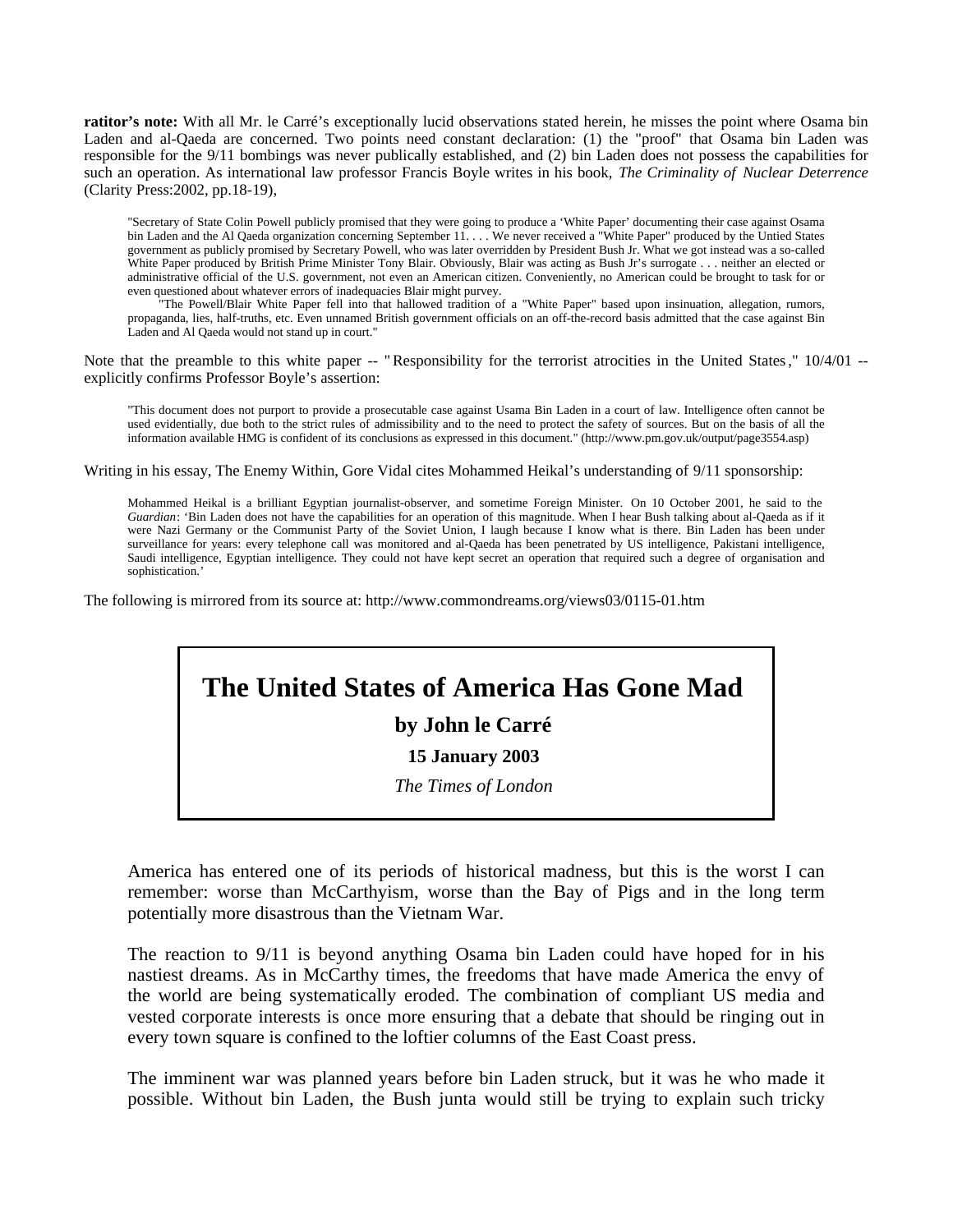**ratitor's note:** With all Mr. le Carré's exceptionally lucid observations stated herein, he misses the point where Osama bin Laden and al-Qaeda are concerned. Two points need constant declaration: (1) the "proof" that Osama bin Laden was responsible for the 9/11 bombings was never publically established, and (2) bin Laden does not possess the capabilities for such an operation. As international law professor Francis Boyle writes in his book, *The Criminality of Nuclear Deterrence* (Clarity Press:2002, pp.18-19),

> "Secretary of State Colin Powell publicly promised that they were going to produce a 'White Paper' documenting their case against Osama bin Laden and the Al Qaeda organization concerning September 11. . . . We never received a "White Paper" produced by the Untied States government as publicly promised by Secretary Powell, who was later overridden by President Bush Jr. What we got instead was a so-called White Paper produced by British Prime Minister Tony Blair. Obviously, Blair was acting as Bush Jr's surrogate . . . neither an elected or administrative official of the U.S. government, not even an American citizen. Conveniently, no American could be brought to task for or even questioned about whatever errors of inadequacies Blair might purvey.
>
> "The Powell/Blair White Paper fell into that hallowed tradition of a "White Paper" based upon insinuation, allegation, rumors, propaganda, lies, half-truths, etc. Even unnamed British government officials on an off-the-record basis admitted that the case against Bin Laden and Al Qaeda would not stand up in court."

Note that the preamble to this white paper -- "Responsibility for the terrorist atrocities in the United States," 10/4/01 -- explicitly confirms Professor Boyle's assertion:

> "This document does not purport to provide a prosecutable case against Usama Bin Laden in a court of law. Intelligence often cannot be used evidentially, due both to the strict rules of admissibility and to the need to protect the safety of sources. But on the basis of all the information available HMG is confident of its conclusions as expressed in this document." (http://www.pm.gov.uk/output/page3554.asp)

Writing in his essay, The Enemy Within, Gore Vidal cites Mohammed Heikal's understanding of 9/11 sponsorship:

> Mohammed Heikal is a brilliant Egyptian journalist-observer, and sometime Foreign Minister. On 10 October 2001, he said to the *Guardian*: 'Bin Laden does not have the capabilities for an operation of this magnitude. When I hear Bush talking about al-Qaeda as if it were Nazi Germany or the Communist Party of the Soviet Union, I laugh because I know what is there. Bin Laden has been under surveillance for years: every telephone call was monitored and al-Qaeda has been penetrated by US intelligence, Pakistani intelligence, Saudi intelligence, Egyptian intelligence. They could not have kept secret an operation that required such a degree of organisation and sophistication.'

The following is mirrored from its source at: http://www.commondreams.org/views03/0115-01.htm

# The United States of America Has Gone Mad

**by John le Carré**

**15 January 2003**

*The Times of London*

America has entered one of its periods of historical madness, but this is the worst I can remember: worse than McCarthyism, worse than the Bay of Pigs and in the long term potentially more disastrous than the Vietnam War.

The reaction to 9/11 is beyond anything Osama bin Laden could have hoped for in his nastiest dreams. As in McCarthy times, the freedoms that have made America the envy of the world are being systematically eroded. The combination of compliant US media and vested corporate interests is once more ensuring that a debate that should be ringing out in every town square is confined to the loftier columns of the East Coast press.

The imminent war was planned years before bin Laden struck, but it was he who made it possible. Without bin Laden, the Bush junta would still be trying to explain such tricky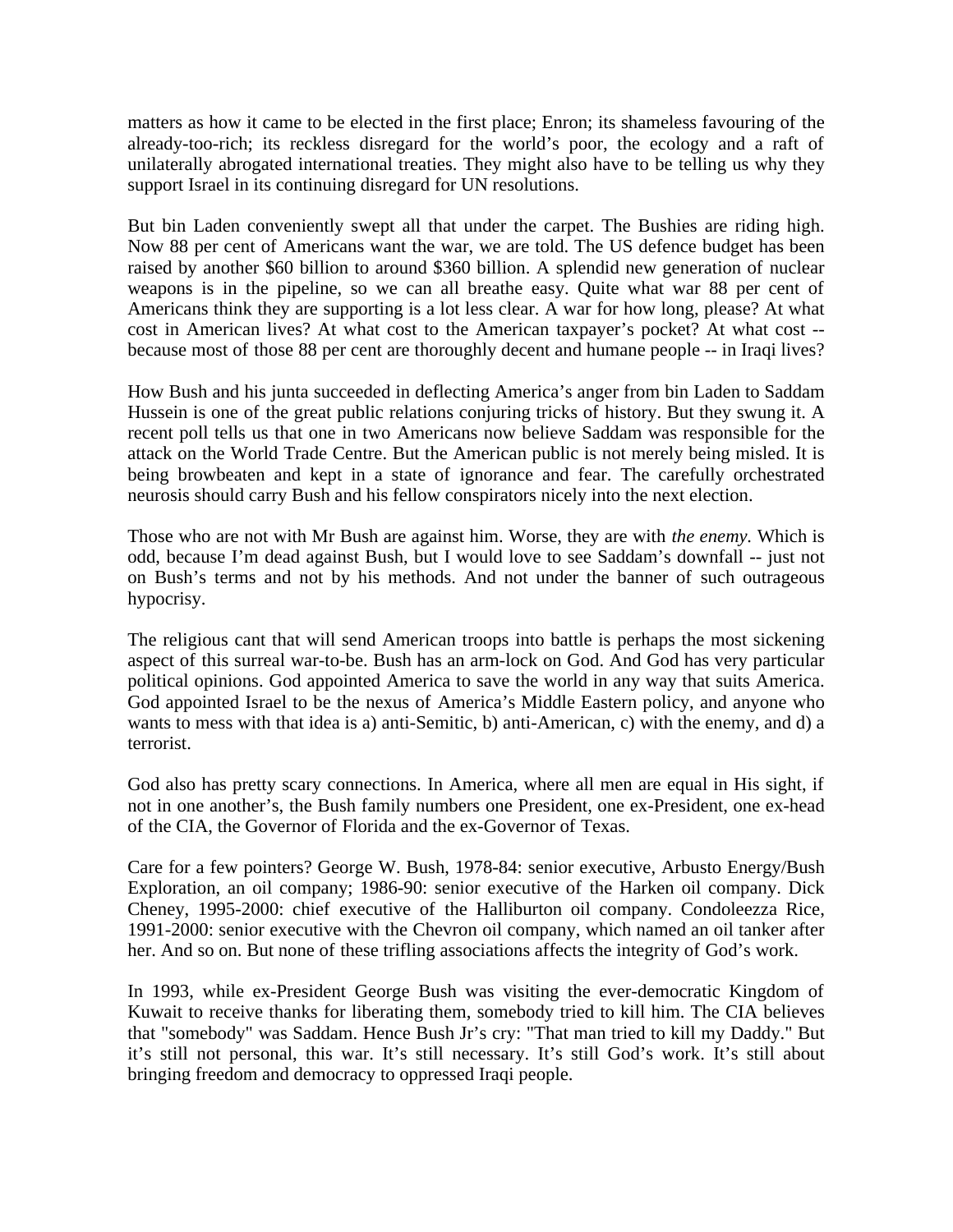matters as how it came to be elected in the first place; Enron; its shameless favouring of the already-too-rich; its reckless disregard for the world's poor, the ecology and a raft of unilaterally abrogated international treaties. They might also have to be telling us why they support Israel in its continuing disregard for UN resolutions.

But bin Laden conveniently swept all that under the carpet. The Bushies are riding high. Now 88 per cent of Americans want the war, we are told. The US defence budget has been raised by another $60 billion to around $360 billion. A splendid new generation of nuclear weapons is in the pipeline, so we can all breathe easy. Quite what war 88 per cent of Americans think they are supporting is a lot less clear. A war for how long, please? At what cost in American lives? At what cost to the American taxpayer's pocket? At what cost -- because most of those 88 per cent are thoroughly decent and humane people -- in Iraqi lives?

How Bush and his junta succeeded in deflecting America's anger from bin Laden to Saddam Hussein is one of the great public relations conjuring tricks of history. But they swung it. A recent poll tells us that one in two Americans now believe Saddam was responsible for the attack on the World Trade Centre. But the American public is not merely being misled. It is being browbeaten and kept in a state of ignorance and fear. The carefully orchestrated neurosis should carry Bush and his fellow conspirators nicely into the next election.

Those who are not with Mr Bush are against him. Worse, they are with *the enemy*. Which is odd, because I'm dead against Bush, but I would love to see Saddam's downfall -- just not on Bush's terms and not by his methods. And not under the banner of such outrageous hypocrisy.

The religious cant that will send American troops into battle is perhaps the most sickening aspect of this surreal war-to-be. Bush has an arm-lock on God. And God has very particular political opinions. God appointed America to save the world in any way that suits America. God appointed Israel to be the nexus of America's Middle Eastern policy, and anyone who wants to mess with that idea is a) anti-Semitic, b) anti-American, c) with the enemy, and d) a terrorist.

God also has pretty scary connections. In America, where all men are equal in His sight, if not in one another's, the Bush family numbers one President, one ex-President, one ex-head of the CIA, the Governor of Florida and the ex-Governor of Texas.

Care for a few pointers? George W. Bush, 1978-84: senior executive, Arbusto Energy/Bush Exploration, an oil company; 1986-90: senior executive of the Harken oil company. Dick Cheney, 1995-2000: chief executive of the Halliburton oil company. Condoleezza Rice, 1991-2000: senior executive with the Chevron oil company, which named an oil tanker after her. And so on. But none of these trifling associations affects the integrity of God's work.

In 1993, while ex-President George Bush was visiting the ever-democratic Kingdom of Kuwait to receive thanks for liberating them, somebody tried to kill him. The CIA believes that "somebody" was Saddam. Hence Bush Jr's cry: "That man tried to kill my Daddy." But it's still not personal, this war. It's still necessary. It's still God's work. It's still about bringing freedom and democracy to oppressed Iraqi people.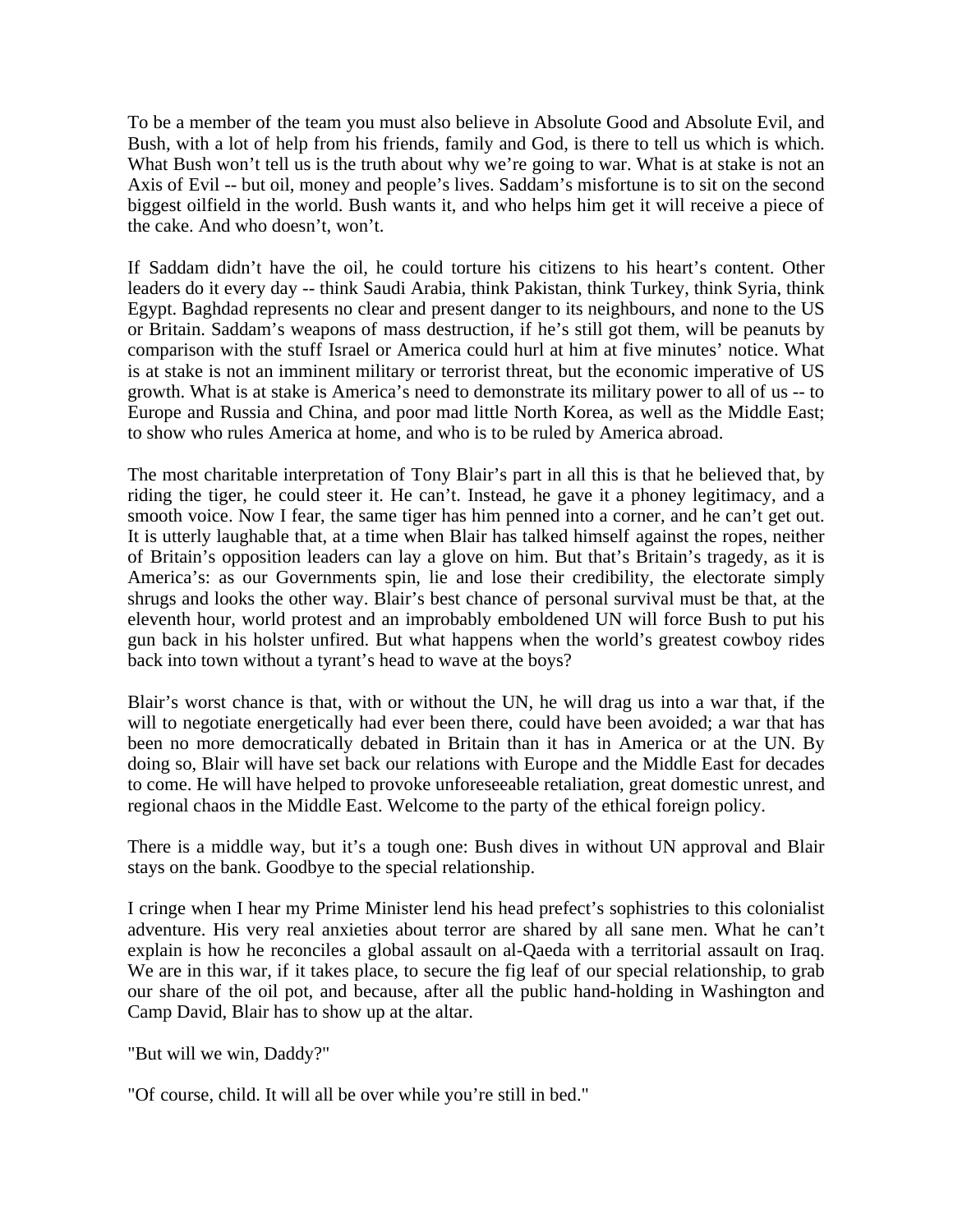To be a member of the team you must also believe in Absolute Good and Absolute Evil, and Bush, with a lot of help from his friends, family and God, is there to tell us which is which. What Bush won't tell us is the truth about why we're going to war. What is at stake is not an Axis of Evil -- but oil, money and people's lives. Saddam's misfortune is to sit on the second biggest oilfield in the world. Bush wants it, and who helps him get it will receive a piece of the cake. And who doesn't, won't.

If Saddam didn't have the oil, he could torture his citizens to his heart's content. Other leaders do it every day -- think Saudi Arabia, think Pakistan, think Turkey, think Syria, think Egypt. Baghdad represents no clear and present danger to its neighbours, and none to the US or Britain. Saddam's weapons of mass destruction, if he's still got them, will be peanuts by comparison with the stuff Israel or America could hurl at him at five minutes' notice. What is at stake is not an imminent military or terrorist threat, but the economic imperative of US growth. What is at stake is America's need to demonstrate its military power to all of us -- to Europe and Russia and China, and poor mad little North Korea, as well as the Middle East; to show who rules America at home, and who is to be ruled by America abroad.

The most charitable interpretation of Tony Blair's part in all this is that he believed that, by riding the tiger, he could steer it. He can't. Instead, he gave it a phoney legitimacy, and a smooth voice. Now I fear, the same tiger has him penned into a corner, and he can't get out. It is utterly laughable that, at a time when Blair has talked himself against the ropes, neither of Britain's opposition leaders can lay a glove on him. But that's Britain's tragedy, as it is America's: as our Governments spin, lie and lose their credibility, the electorate simply shrugs and looks the other way. Blair's best chance of personal survival must be that, at the eleventh hour, world protest and an improbably emboldened UN will force Bush to put his gun back in his holster unfired. But what happens when the world's greatest cowboy rides back into town without a tyrant's head to wave at the boys?

Blair's worst chance is that, with or without the UN, he will drag us into a war that, if the will to negotiate energetically had ever been there, could have been avoided; a war that has been no more democratically debated in Britain than it has in America or at the UN. By doing so, Blair will have set back our relations with Europe and the Middle East for decades to come. He will have helped to provoke unforeseeable retaliation, great domestic unrest, and regional chaos in the Middle East. Welcome to the party of the ethical foreign policy.

There is a middle way, but it's a tough one: Bush dives in without UN approval and Blair stays on the bank. Goodbye to the special relationship.

I cringe when I hear my Prime Minister lend his head prefect's sophistries to this colonialist adventure. His very real anxieties about terror are shared by all sane men. What he can't explain is how he reconciles a global assault on al-Qaeda with a territorial assault on Iraq. We are in this war, if it takes place, to secure the fig leaf of our special relationship, to grab our share of the oil pot, and because, after all the public hand-holding in Washington and Camp David, Blair has to show up at the altar.

"But will we win, Daddy?"

"Of course, child. It will all be over while you're still in bed."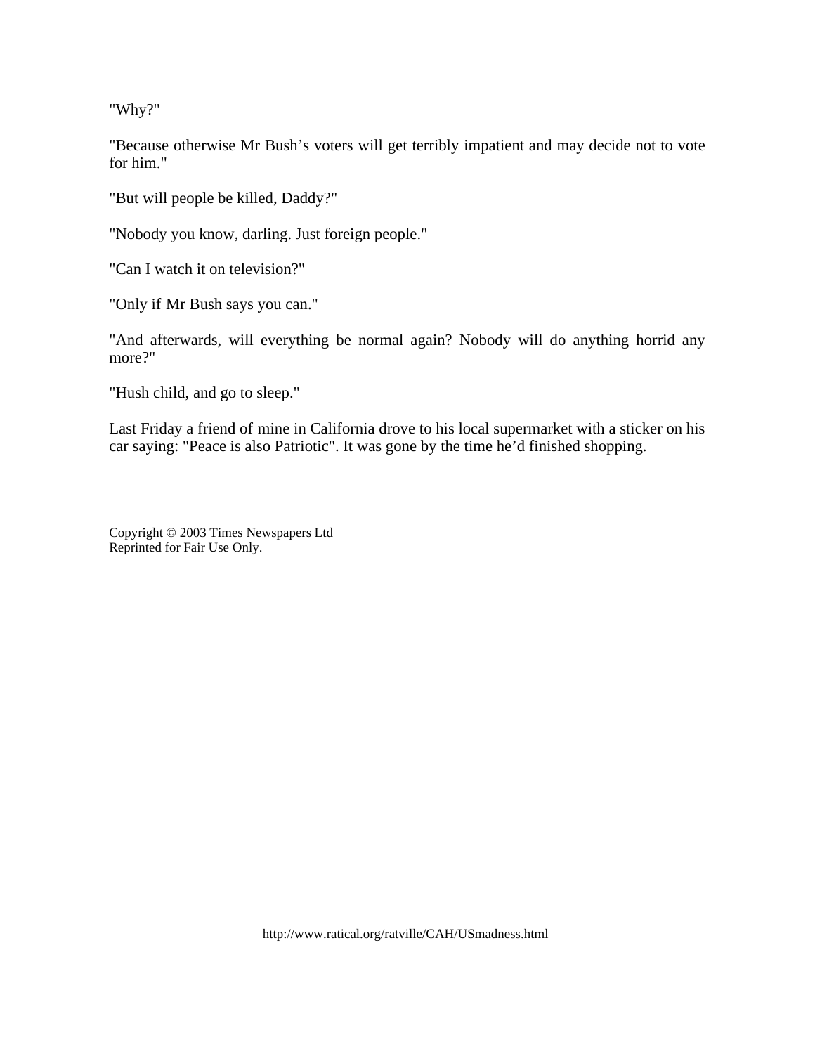"Why?"

"Because otherwise Mr Bush's voters will get terribly impatient and may decide not to vote for him."

"But will people be killed, Daddy?"

"Nobody you know, darling. Just foreign people."

"Can I watch it on television?"

"Only if Mr Bush says you can."

"And afterwards, will everything be normal again? Nobody will do anything horrid any more?"

"Hush child, and go to sleep."

Last Friday a friend of mine in California drove to his local supermarket with a sticker on his car saying: "Peace is also Patriotic". It was gone by the time he'd finished shopping.

Copyright © 2003 Times Newspapers Ltd
Reprinted for Fair Use Only.